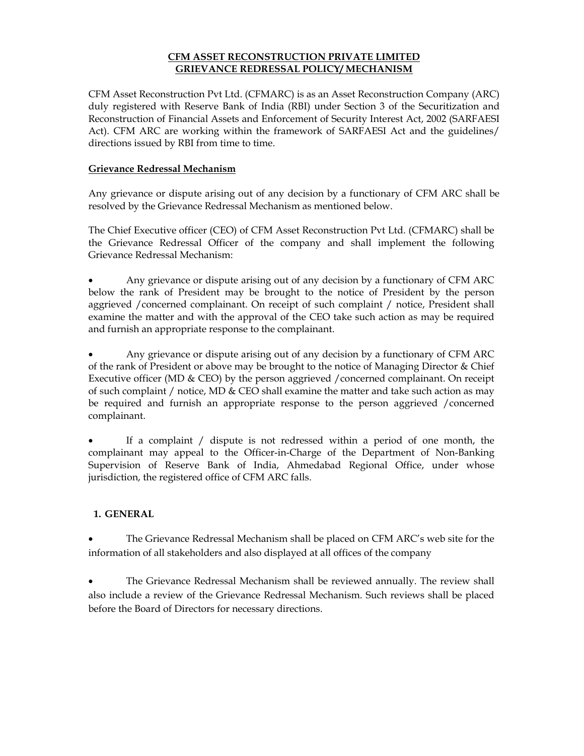# CFM ASSET RECONSTRUCTION PRIVATE LIMITED
# GRIEVANCE REDRESSAL POLICY/ MECHANISM

CFM Asset Reconstruction Pvt Ltd. (CFMARC) is as an Asset Reconstruction Company (ARC) duly registered with Reserve Bank of India (RBI) under Section 3 of the Securitization and Reconstruction of Financial Assets and Enforcement of Security Interest Act, 2002 (SARFAESI Act). CFM ARC are working within the framework of SARFAESI Act and the guidelines/ directions issued by RBI from time to time.

## Grievance Redressal Mechanism

Any grievance or dispute arising out of any decision by a functionary of CFM ARC shall be resolved by the Grievance Redressal Mechanism as mentioned below.

The Chief Executive officer (CEO) of CFM Asset Reconstruction Pvt Ltd. (CFMARC) shall be the Grievance Redressal Officer of the company and shall implement the following Grievance Redressal Mechanism:

- Any grievance or dispute arising out of any decision by a functionary of CFM ARC below the rank of President may be brought to the notice of President by the person aggrieved /concerned complainant. On receipt of such complaint / notice, President shall examine the matter and with the approval of the CEO take such action as may be required and furnish an appropriate response to the complainant.

- Any grievance or dispute arising out of any decision by a functionary of CFM ARC of the rank of President or above may be brought to the notice of Managing Director & Chief Executive officer (MD & CEO) by the person aggrieved /concerned complainant. On receipt of such complaint / notice, MD & CEO shall examine the matter and take such action as may be required and furnish an appropriate response to the person aggrieved /concerned complainant.

- If a complaint / dispute is not redressed within a period of one month, the complainant may appeal to the Officer-in-Charge of the Department of Non-Banking Supervision of Reserve Bank of India, Ahmedabad Regional Office, under whose jurisdiction, the registered office of CFM ARC falls.

## 1. GENERAL

- The Grievance Redressal Mechanism shall be placed on CFM ARC's web site for the information of all stakeholders and also displayed at all offices of the company

- The Grievance Redressal Mechanism shall be reviewed annually. The review shall also include a review of the Grievance Redressal Mechanism. Such reviews shall be placed before the Board of Directors for necessary directions.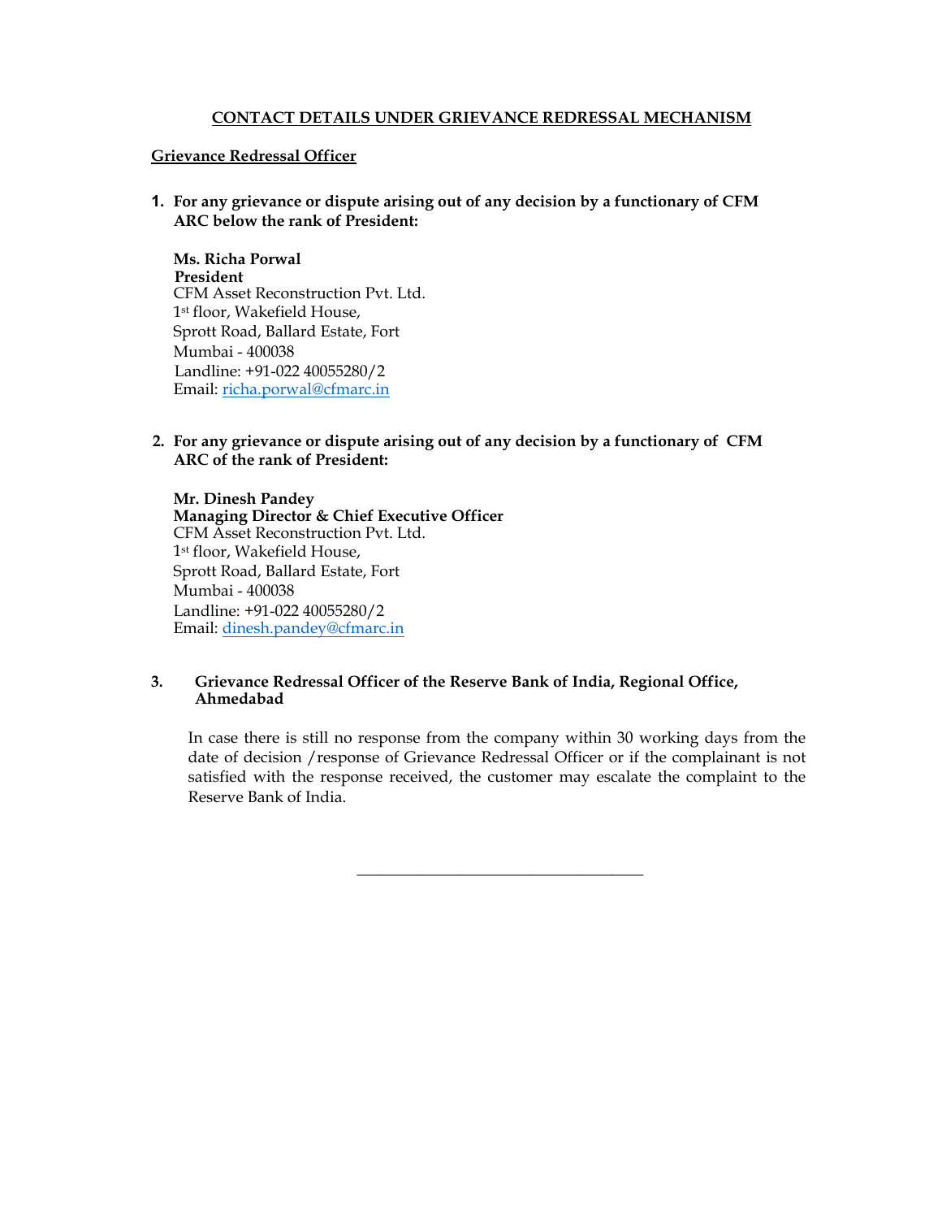# CONTACT DETAILS UNDER GRIEVANCE REDRESSAL MECHANISM

## Grievance Redressal Officer

1. **For any grievance or dispute arising out of any decision by a functionary of CFM ARC below the rank of President:**

   **Ms. Richa Porwal**
   **President**
   CFM Asset Reconstruction Pvt. Ltd.
   1st floor, Wakefield House,
   Sprott Road, Ballard Estate, Fort
   Mumbai - 400038
   Landline: +91-022 40055280/2
   Email: richa.porwal@cfmarc.in

2. **For any grievance or dispute arising out of any decision by a functionary of CFM ARC of the rank of President:**

   **Mr. Dinesh Pandey**
   **Managing Director & Chief Executive Officer**
   CFM Asset Reconstruction Pvt. Ltd.
   1st floor, Wakefield House,
   Sprott Road, Ballard Estate, Fort
   Mumbai - 400038
   Landline: +91-022 40055280/2
   Email: dinesh.pandey@cfmarc.in

3. **Grievance Redressal Officer of the Reserve Bank of India, Regional Office, Ahmedabad**

   In case there is still no response from the company within 30 working days from the date of decision /response of Grievance Redressal Officer or if the complainant is not satisfied with the response received, the customer may escalate the complaint to the Reserve Bank of India.